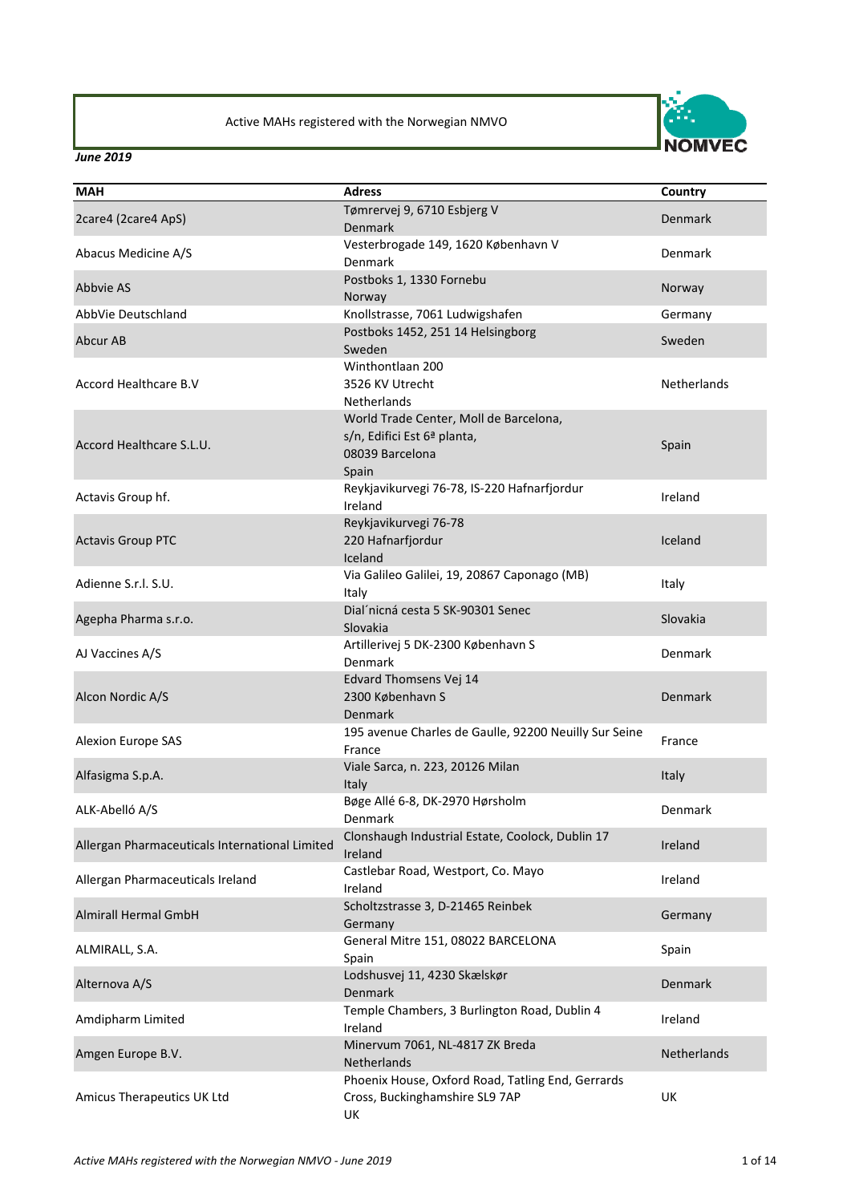Active MAHs registered with the Norwegian NMVO

*June 2019*

| MAH | Adress | Country |
|---|---|---|
| 2care4 (2care4 ApS) | Tømrervej 9, 6710 Esbjerg V<br>Denmark | Denmark |
| Abacus Medicine A/S | Vesterbrogade 149, 1620 København V<br>Denmark | Denmark |
| Abbvie AS | Postboks 1, 1330 Fornebu<br>Norway | Norway |
| AbbVie Deutschland | Knollstrasse, 7061 Ludwigshafen | Germany |
| Abcur AB | Postboks 1452, 251 14 Helsingborg<br>Sweden | Sweden |
| Accord Healthcare B.V | Winthontlaan 200<br>3526 KV Utrecht<br>Netherlands | Netherlands |
| Accord Healthcare S.L.U. | World Trade Center, Moll de Barcelona,<br>s/n, Edifici Est 6ª planta,<br>08039 Barcelona<br>Spain | Spain |
| Actavis Group hf. | Reykjavikurvegi 76-78, IS-220 Hafnarfjordur<br>Ireland | Ireland |
| Actavis Group PTC | Reykjavikurvegi 76-78<br>220 Hafnarfjordur<br>Iceland | Iceland |
| Adienne S.r.l. S.U. | Via Galileo Galilei, 19, 20867 Caponago (MB)<br>Italy | Italy |
| Agepha Pharma s.r.o. | Dial´nicná cesta 5 SK-90301 Senec<br>Slovakia | Slovakia |
| AJ Vaccines A/S | Artillerivej 5 DK-2300 København S<br>Denmark | Denmark |
| Alcon Nordic A/S | Edvard Thomsens Vej 14<br>2300 København S<br>Denmark | Denmark |
| Alexion Europe SAS | 195 avenue Charles de Gaulle, 92200 Neuilly Sur Seine<br>France | France |
| Alfasigma S.p.A. | Viale Sarca, n. 223, 20126 Milan<br>Italy | Italy |
| ALK-Abelló A/S | Bøge Allé 6-8, DK-2970 Hørsholm<br>Denmark | Denmark |
| Allergan Pharmaceuticals International Limited | Clonshaugh Industrial Estate, Coolock, Dublin 17<br>Ireland | Ireland |
| Allergan Pharmaceuticals Ireland | Castlebar Road, Westport, Co. Mayo<br>Ireland | Ireland |
| Almirall Hermal GmbH | Scholtzstrasse 3, D-21465 Reinbek<br>Germany | Germany |
| ALMIRALL, S.A. | General Mitre 151, 08022 BARCELONA<br>Spain | Spain |
| Alternova A/S | Lodshusvej 11, 4230 Skælskør<br>Denmark | Denmark |
| Amdipharm Limited | Temple Chambers, 3 Burlington Road, Dublin 4<br>Ireland | Ireland |
| Amgen Europe B.V. | Minervum 7061, NL-4817 ZK Breda<br>Netherlands | Netherlands |
| Amicus Therapeutics UK Ltd | Phoenix House, Oxford Road, Tatling End, Gerrards<br>Cross, Buckinghamshire SL9 7AP<br>UK | UK |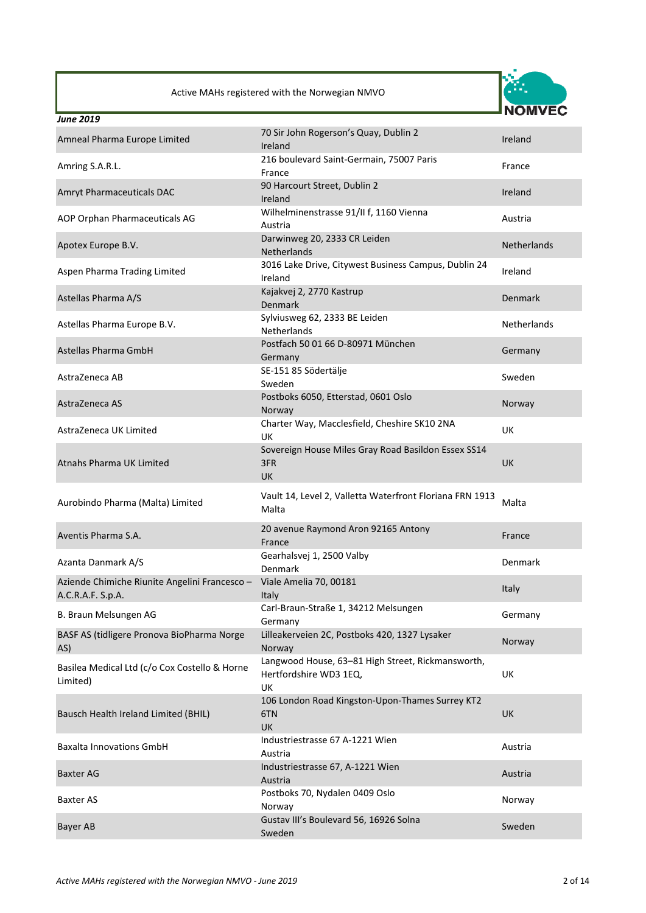Active MAHs registered with the Norwegian NMVO

*June 2019*

| | | |
|---|---|---|
| Amneal Pharma Europe Limited | 70 Sir John Rogerson's Quay, Dublin 2 Ireland | Ireland |
| Amring S.A.R.L. | 216 boulevard Saint-Germain, 75007 Paris France | France |
| Amryt Pharmaceuticals DAC | 90 Harcourt Street, Dublin 2 Ireland | Ireland |
| AOP Orphan Pharmaceuticals AG | Wilhelminenstrasse 91/II f, 1160 Vienna Austria | Austria |
| Apotex Europe B.V. | Darwinweg 20, 2333 CR Leiden Netherlands | Netherlands |
| Aspen Pharma Trading Limited | 3016 Lake Drive, Citywest Business Campus, Dublin 24 Ireland | Ireland |
| Astellas Pharma A/S | Kajakvej 2, 2770 Kastrup Denmark | Denmark |
| Astellas Pharma Europe B.V. | Sylviusweg 62, 2333 BE Leiden Netherlands | Netherlands |
| Astellas Pharma GmbH | Postfach 50 01 66 D-80971 München Germany | Germany |
| AstraZeneca AB | SE-151 85 Södertälje Sweden | Sweden |
| AstraZeneca AS | Postboks 6050, Etterstad, 0601 Oslo Norway | Norway |
| AstraZeneca UK Limited | Charter Way, Macclesfield, Cheshire SK10 2NA UK | UK |
| Atnahs Pharma UK Limited | Sovereign House Miles Gray Road Basildon Essex SS14 3FR UK | UK |
| Aurobindo Pharma (Malta) Limited | Vault 14, Level 2, Valletta Waterfront Floriana FRN 1913 Malta | Malta |
| Aventis Pharma S.A. | 20 avenue Raymond Aron 92165 Antony France | France |
| Azanta Danmark A/S | Gearhalsvej 1, 2500 Valby Denmark | Denmark |
| Aziende Chimiche Riunite Angelini Francesco – A.C.R.A.F. S.p.A. | Viale Amelia 70, 00181 Italy | Italy |
| B. Braun Melsungen AG | Carl-Braun-Straße 1, 34212 Melsungen Germany | Germany |
| BASF AS (tidligere Pronova BioPharma Norge AS) | Lilleakerveien 2C, Postboks 420, 1327 Lysaker Norway | Norway |
| Basilea Medical Ltd (c/o Cox Costello & Horne Limited) | Langwood House, 63–81 High Street, Rickmansworth, Hertfordshire WD3 1EQ, UK | UK |
| Bausch Health Ireland Limited (BHIL) | 106 London Road Kingston-Upon-Thames Surrey KT2 6TN UK | UK |
| Baxalta Innovations GmbH | Industriestrasse 67 A-1221 Wien Austria | Austria |
| Baxter AG | Industriestrasse 67, A-1221 Wien Austria | Austria |
| Baxter AS | Postboks 70, Nydalen 0409 Oslo Norway | Norway |
| Bayer AB | Gustav III's Boulevard 56, 16926 Solna Sweden | Sweden |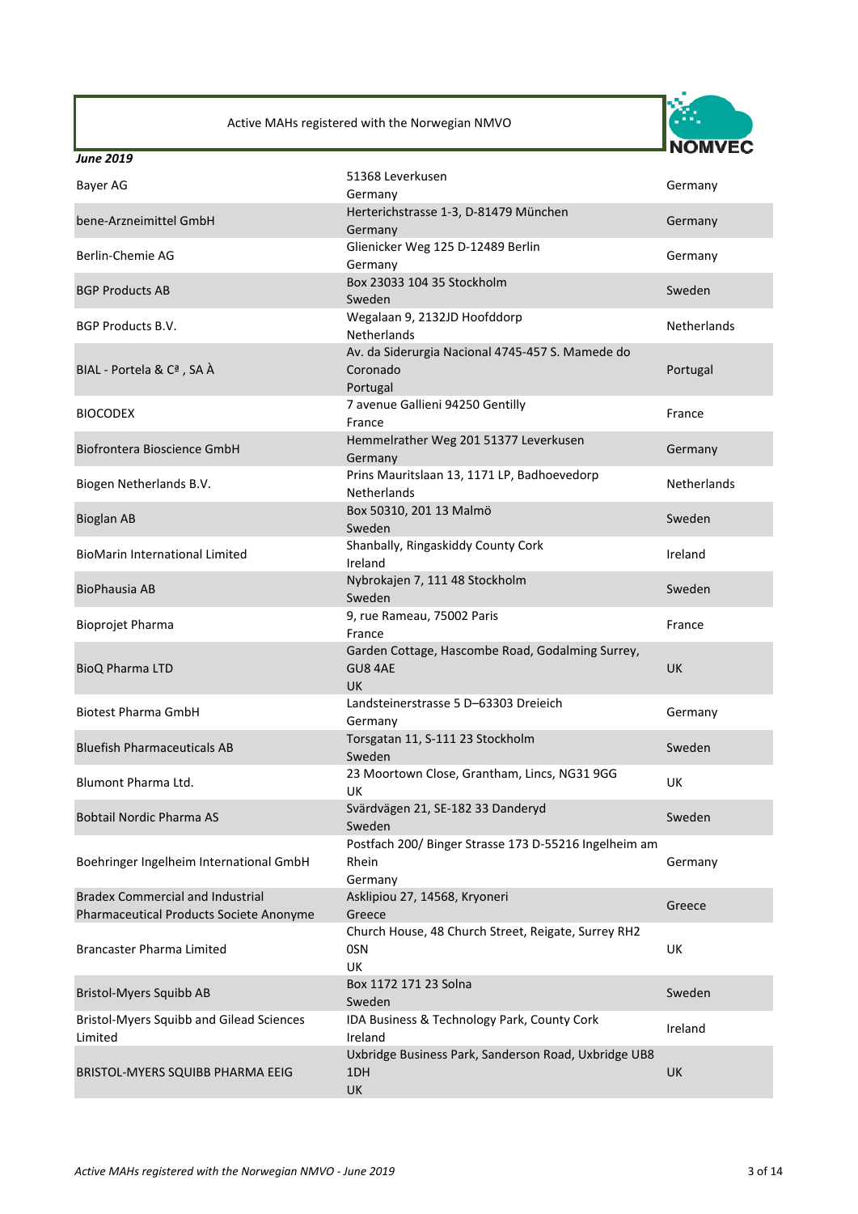Active MAHs registered with the Norwegian NMVO

*June 2019*

| | | |
|---|---|---|
| Bayer AG | 51368 Leverkusen<br>Germany | Germany |
| bene-Arzneimittel GmbH | Herterichstrasse 1-3, D-81479 München<br>Germany | Germany |
| Berlin-Chemie AG | Glienicker Weg 125 D-12489 Berlin<br>Germany | Germany |
| BGP Products AB | Box 23033 104 35 Stockholm<br>Sweden | Sweden |
| BGP Products B.V. | Wegalaan 9, 2132JD Hoofddorp<br>Netherlands | Netherlands |
| BIAL - Portela & Cª , SA À | Av. da Siderurgia Nacional 4745-457 S. Mamede do Coronado<br>Portugal | Portugal |
| BIOCODEX | 7 avenue Gallieni 94250 Gentilly<br>France | France |
| Biofrontera Bioscience GmbH | Hemmelrather Weg 201 51377 Leverkusen<br>Germany | Germany |
| Biogen Netherlands B.V. | Prins Mauritslaan 13, 1171 LP, Badhoevedorp<br>Netherlands | Netherlands |
| Bioglan AB | Box 50310, 201 13 Malmö<br>Sweden | Sweden |
| BioMarin International Limited | Shanbally, Ringaskiddy County Cork<br>Ireland | Ireland |
| BioPhausia AB | Nybrokajen 7, 111 48 Stockholm<br>Sweden | Sweden |
| Bioprojet Pharma | 9, rue Rameau, 75002 Paris<br>France | France |
| BioQ Pharma LTD | Garden Cottage, Hascombe Road, Godalming Surrey, GU8 4AE<br>UK | UK |
| Biotest Pharma GmbH | Landsteinerstrasse 5 D–63303 Dreieich<br>Germany | Germany |
| Bluefish Pharmaceuticals AB | Torsgatan 11, S-111 23 Stockholm<br>Sweden | Sweden |
| Blumont Pharma Ltd. | 23 Moortown Close, Grantham, Lincs, NG31 9GG<br>UK | UK |
| Bobtail Nordic Pharma AS | Svärdvägen 21, SE-182 33 Danderyd<br>Sweden | Sweden |
| Boehringer Ingelheim International GmbH | Postfach 200/ Binger Strasse 173 D-55216 Ingelheim am Rhein<br>Germany | Germany |
| Bradex Commercial and Industrial Pharmaceutical Products Societe Anonyme | Asklipiou 27, 14568, Kryoneri<br>Greece | Greece |
| Brancaster Pharma Limited | Church House, 48 Church Street, Reigate, Surrey RH2 0SN<br>UK | UK |
| Bristol-Myers Squibb AB | Box 1172 171 23 Solna<br>Sweden | Sweden |
| Bristol-Myers Squibb and Gilead Sciences Limited | IDA Business & Technology Park, County Cork<br>Ireland | Ireland |
| BRISTOL-MYERS SQUIBB PHARMA EEIG | Uxbridge Business Park, Sanderson Road, Uxbridge UB8 1DH<br>UK | UK |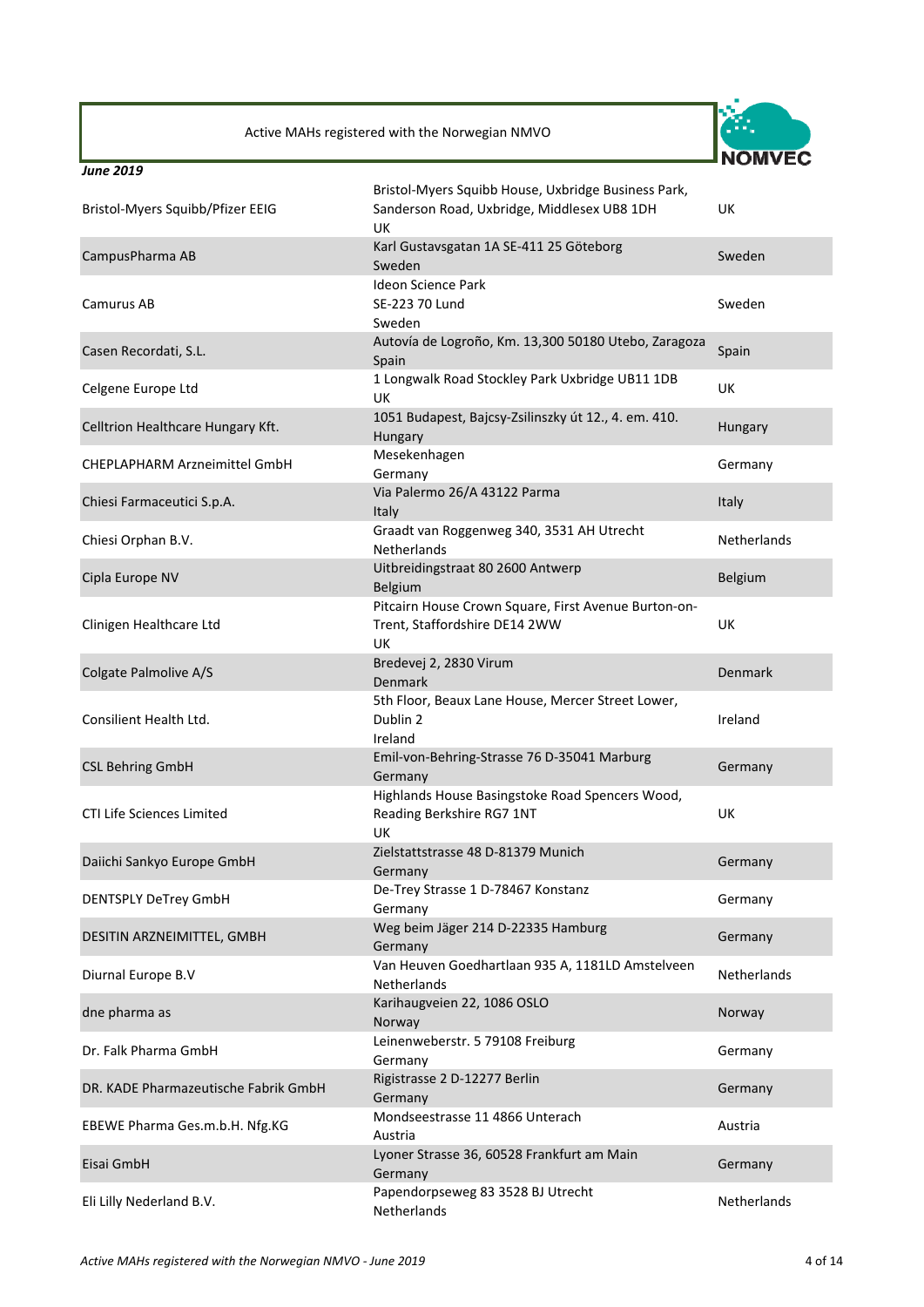Active MAHs registered with the Norwegian NMVO

*June 2019*

| | | |
|---|---|---|
| Bristol-Myers Squibb/Pfizer EEIG | Bristol-Myers Squibb House, Uxbridge Business Park, Sanderson Road, Uxbridge, Middlesex UB8 1DH UK | UK |
| CampusPharma AB | Karl Gustavsgatan 1A SE-411 25 Göteborg Sweden | Sweden |
| Camurus AB | Ideon Science Park SE-223 70 Lund Sweden | Sweden |
| Casen Recordati, S.L. | Autovía de Logroño, Km. 13,300 50180 Utebo, Zaragoza Spain | Spain |
| Celgene Europe Ltd | 1 Longwalk Road Stockley Park Uxbridge UB11 1DB UK | UK |
| Celltrion Healthcare Hungary Kft. | 1051 Budapest, Bajcsy-Zsilinszky út 12., 4. em. 410. Hungary | Hungary |
| CHEPLAPHARM Arzneimittel GmbH | Mesekenhagen Germany | Germany |
| Chiesi Farmaceutici S.p.A. | Via Palermo 26/A 43122 Parma Italy | Italy |
| Chiesi Orphan B.V. | Graadt van Roggenweg 340, 3531 AH Utrecht Netherlands | Netherlands |
| Cipla Europe NV | Uitbreidingstraat 80 2600 Antwerp Belgium | Belgium |
| Clinigen Healthcare Ltd | Pitcairn House Crown Square, First Avenue Burton-on-Trent, Staffordshire DE14 2WW UK | UK |
| Colgate Palmolive A/S | Bredevej 2, 2830 Virum Denmark | Denmark |
| Consilient Health Ltd. | 5th Floor, Beaux Lane House, Mercer Street Lower, Dublin 2 Ireland | Ireland |
| CSL Behring GmbH | Emil-von-Behring-Strasse 76 D-35041 Marburg Germany | Germany |
| CTI Life Sciences Limited | Highlands House Basingstoke Road Spencers Wood, Reading Berkshire RG7 1NT UK | UK |
| Daiichi Sankyo Europe GmbH | Zielstattstrasse 48 D-81379 Munich Germany | Germany |
| DENTSPLY DeTrey GmbH | De-Trey Strasse 1 D-78467 Konstanz Germany | Germany |
| DESITIN ARZNEIMITTEL, GMBH | Weg beim Jäger 214 D-22335 Hamburg Germany | Germany |
| Diurnal Europe B.V | Van Heuven Goedhartlaan 935 A, 1181LD Amstelveen Netherlands | Netherlands |
| dne pharma as | Karihaugveien 22, 1086 OSLO Norway | Norway |
| Dr. Falk Pharma GmbH | Leinenweberstr. 5 79108 Freiburg Germany | Germany |
| DR. KADE Pharmazeutische Fabrik GmbH | Rigistrasse 2 D-12277 Berlin Germany | Germany |
| EBEWE Pharma Ges.m.b.H. Nfg.KG | Mondseestrasse 11 4866 Unterach Austria | Austria |
| Eisai GmbH | Lyoner Strasse 36, 60528 Frankfurt am Main Germany | Germany |
| Eli Lilly Nederland B.V. | Papendorpseweg 83 3528 BJ Utrecht Netherlands | Netherlands |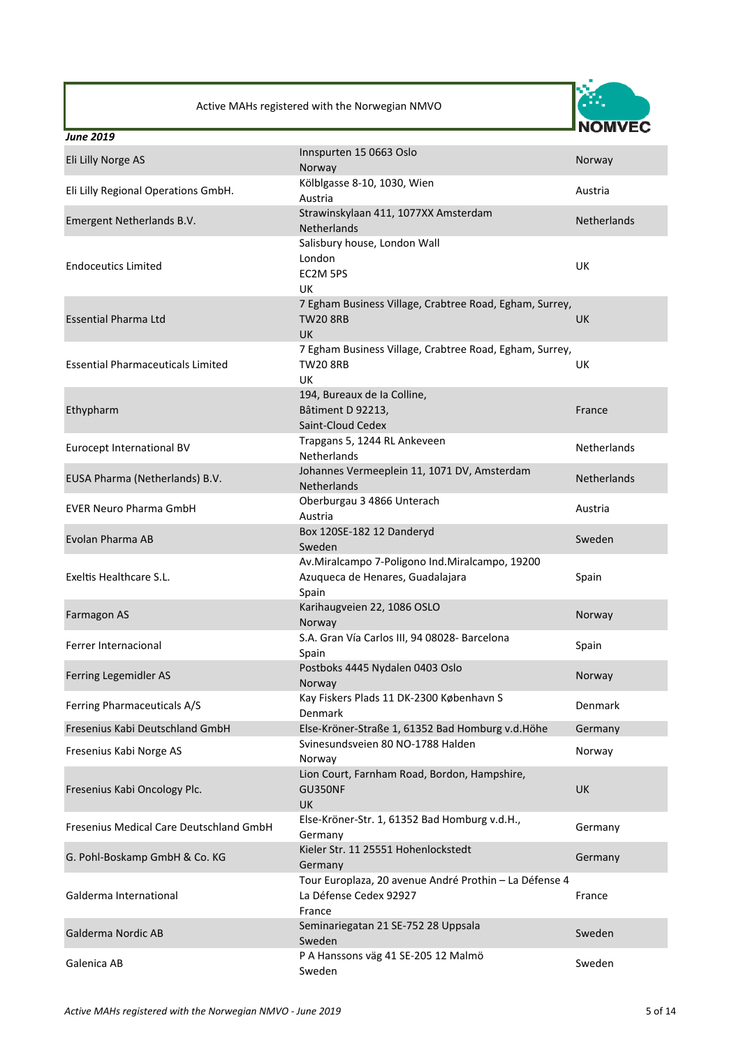Active MAHs registered with the Norwegian NMVO

*June 2019*

| | | |
|---|---|---|
| Eli Lilly Norge AS | Innspurten 15 0663 Oslo<br>Norway | Norway |
| Eli Lilly Regional Operations GmbH. | Kölblgasse 8-10, 1030, Wien<br>Austria | Austria |
| Emergent Netherlands B.V. | Strawinskylaan 411, 1077XX Amsterdam<br>Netherlands | Netherlands |
| Endoceutics Limited | Salisbury house, London Wall<br>London<br>EC2M 5PS<br>UK | UK |
| Essential Pharma Ltd | 7 Egham Business Village, Crabtree Road, Egham, Surrey,<br>TW20 8RB<br>UK | UK |
| Essential Pharmaceuticals Limited | 7 Egham Business Village, Crabtree Road, Egham, Surrey,<br>TW20 8RB<br>UK | UK |
| Ethypharm | 194, Bureaux de la Colline,<br>Bâtiment D 92213,<br>Saint-Cloud Cedex | France |
| Eurocept International BV | Trapgans 5, 1244 RL Ankeveen<br>Netherlands | Netherlands |
| EUSA Pharma (Netherlands) B.V. | Johannes Vermeeplein 11, 1071 DV, Amsterdam<br>Netherlands | Netherlands |
| EVER Neuro Pharma GmbH | Oberburgau 3 4866 Unterach<br>Austria | Austria |
| Evolan Pharma AB | Box 120SE-182 12 Danderyd<br>Sweden | Sweden |
| Exeltis Healthcare S.L. | Av.Miralcampo 7-Poligono Ind.Miralcampo, 19200<br>Azuqueca de Henares, Guadalajara<br>Spain | Spain |
| Farmagon AS | Karihaugveien 22, 1086 OSLO<br>Norway | Norway |
| Ferrer Internacional | S.A. Gran Vía Carlos III, 94 08028- Barcelona<br>Spain | Spain |
| Ferring Legemidler AS | Postboks 4445 Nydalen 0403 Oslo<br>Norway | Norway |
| Ferring Pharmaceuticals A/S | Kay Fiskers Plads 11 DK-2300 København S<br>Denmark | Denmark |
| Fresenius Kabi Deutschland GmbH | Else-Kröner-Straße 1, 61352 Bad Homburg v.d.Höhe | Germany |
| Fresenius Kabi Norge AS | Svinesundsveien 80 NO-1788 Halden<br>Norway | Norway |
| Fresenius Kabi Oncology Plc. | Lion Court, Farnham Road, Bordon, Hampshire,<br>GU350NF<br>UK | UK |
| Fresenius Medical Care Deutschland GmbH | Else-Kröner-Str. 1, 61352 Bad Homburg v.d.H.,<br>Germany | Germany |
| G. Pohl-Boskamp GmbH & Co. KG | Kieler Str. 11 25551 Hohenlockstedt<br>Germany | Germany |
| Galderma International | Tour Europlaza, 20 avenue André Prothin – La Défense 4<br>La Défense Cedex 92927<br>France | France |
| Galderma Nordic AB | Seminariegatan 21 SE-752 28 Uppsala<br>Sweden | Sweden |
| Galenica AB | P A Hanssons väg 41 SE-205 12 Malmö<br>Sweden | Sweden |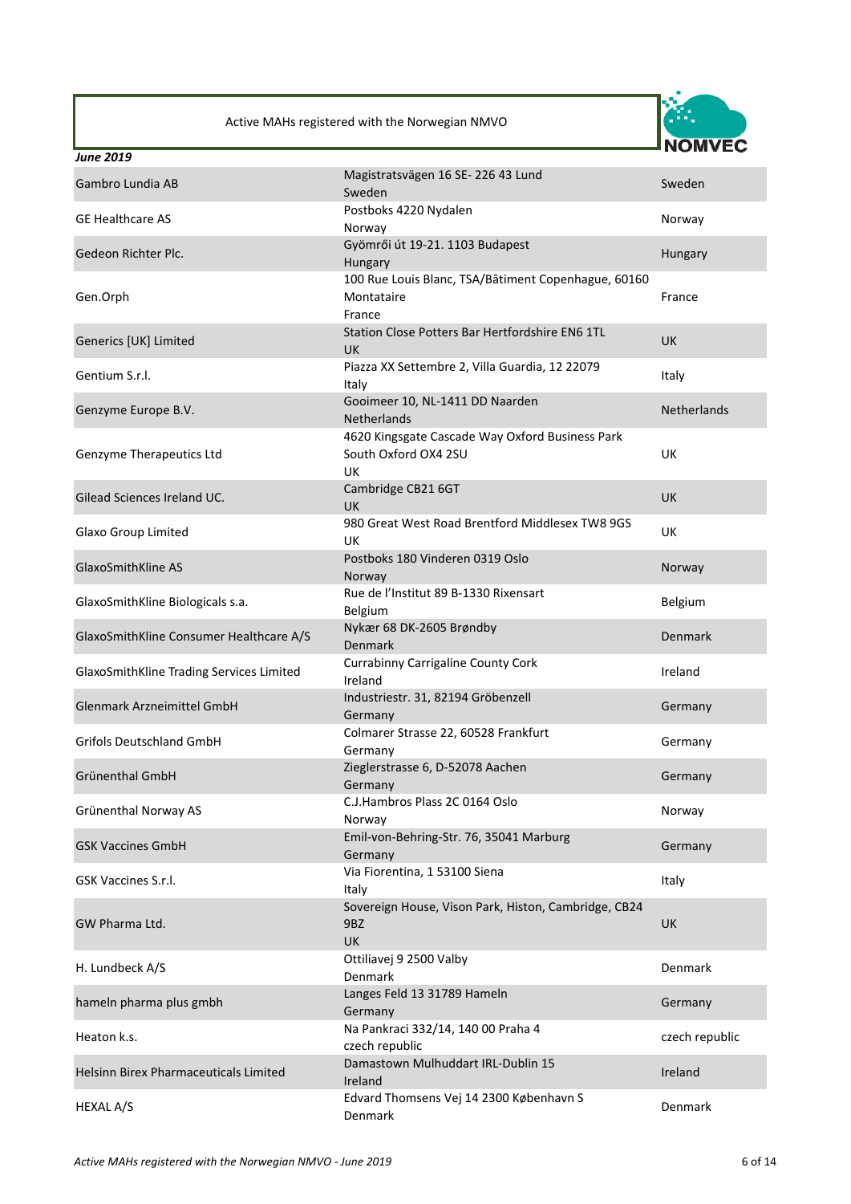*June 2019*

| | | |
|---|---|---|
| Gambro Lundia AB | Magistratsvägen 16 SE- 226 43 Lund Sweden | Sweden |
| GE Healthcare AS | Postboks 4220 Nydalen Norway | Norway |
| Gedeon Richter Plc. | Gyömrői út 19-21. 1103 Budapest Hungary | Hungary |
| Gen.Orph | 100 Rue Louis Blanc, TSA/Bâtiment Copenhague, 60160 Montataire France | France |
| Generics [UK] Limited | Station Close Potters Bar Hertfordshire EN6 1TL UK | UK |
| Gentium S.r.l. | Piazza XX Settembre 2, Villa Guardia, 12 22079 Italy | Italy |
| Genzyme Europe B.V. | Gooimeer 10, NL-1411 DD Naarden Netherlands | Netherlands |
| Genzyme Therapeutics Ltd | 4620 Kingsgate Cascade Way Oxford Business Park South Oxford OX4 2SU UK | UK |
| Gilead Sciences Ireland UC. | Cambridge CB21 6GT UK | UK |
| Glaxo Group Limited | 980 Great West Road Brentford Middlesex TW8 9GS UK | UK |
| GlaxoSmithKline AS | Postboks 180 Vinderen 0319 Oslo Norway | Norway |
| GlaxoSmithKline Biologicals s.a. | Rue de l'Institut 89 B-1330 Rixensart Belgium | Belgium |
| GlaxoSmithKline Consumer Healthcare A/S | Nykær 68 DK-2605 Brøndby Denmark | Denmark |
| GlaxoSmithKline Trading Services Limited | Currabinny Carrigaline County Cork Ireland | Ireland |
| Glenmark Arzneimittel GmbH | Industriestr. 31, 82194 Gröbenzell Germany | Germany |
| Grifols Deutschland GmbH | Colmarer Strasse 22, 60528 Frankfurt Germany | Germany |
| Grünenthal GmbH | Zieglerstrasse 6, D-52078 Aachen Germany | Germany |
| Grünenthal Norway AS | C.J.Hambros Plass 2C 0164 Oslo Norway | Norway |
| GSK Vaccines GmbH | Emil-von-Behring-Str. 76, 35041 Marburg Germany | Germany |
| GSK Vaccines S.r.l. | Via Fiorentina, 1 53100 Siena Italy | Italy |
| GW Pharma Ltd. | Sovereign House, Vison Park, Histon, Cambridge, CB24 9BZ UK | UK |
| H. Lundbeck A/S | Ottiliavej 9 2500 Valby Denmark | Denmark |
| hameln pharma plus gmbh | Langes Feld 13 31789 Hameln Germany | Germany |
| Heaton k.s. | Na Pankraci 332/14, 140 00 Praha 4 czech republic | czech republic |
| Helsinn Birex Pharmaceuticals Limited | Damastown Mulhuddart IRL-Dublin 15 Ireland | Ireland |
| HEXAL A/S | Edvard Thomsens Vej 14 2300 København S Denmark | Denmark |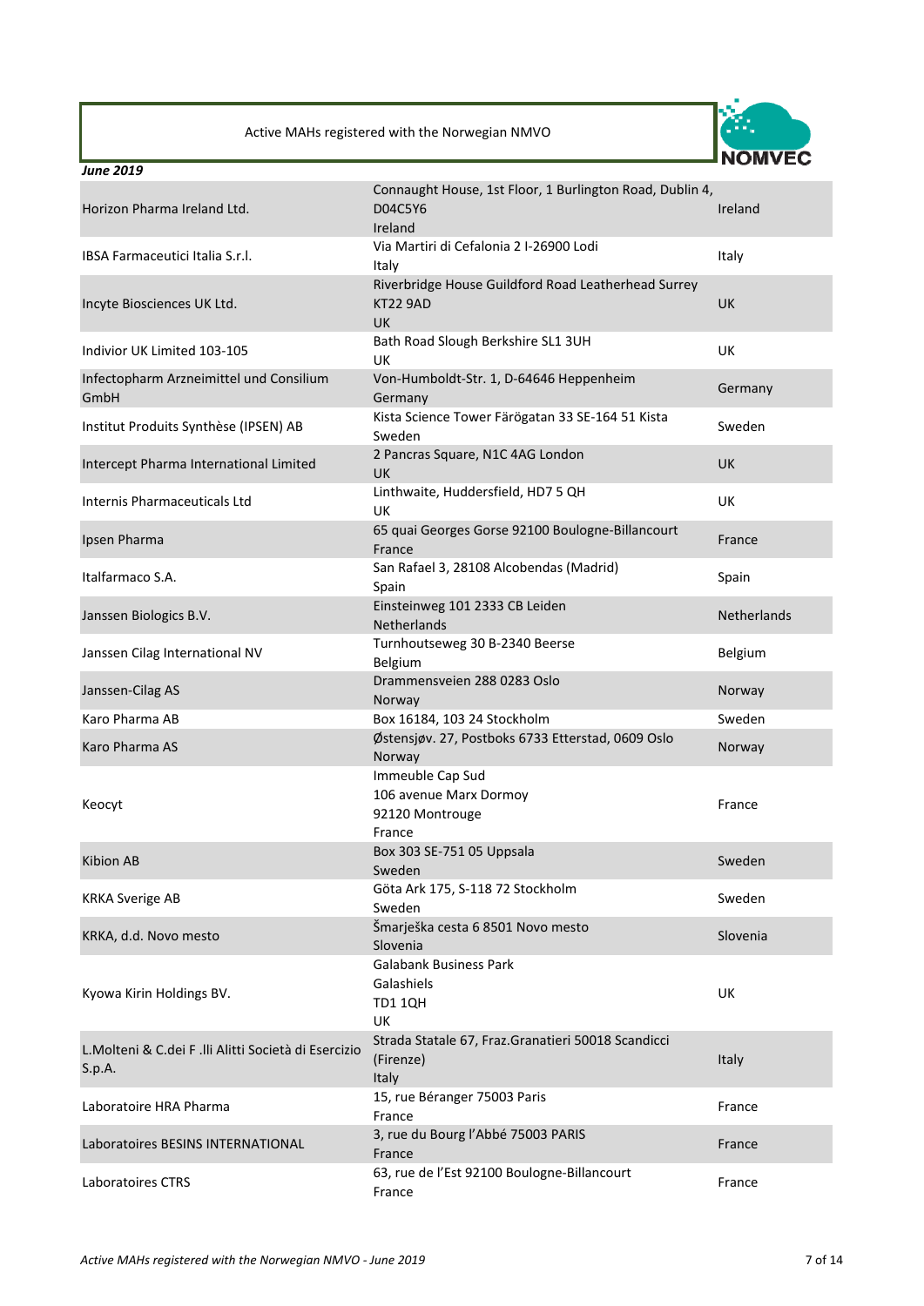Active MAHs registered with the Norwegian NMVO

*June 2019*

| | | |
|---|---|---|
| Horizon Pharma Ireland Ltd. | Connaught House, 1st Floor, 1 Burlington Road, Dublin 4, D04C5Y6 Ireland | Ireland |
| IBSA Farmaceutici Italia S.r.l. | Via Martiri di Cefalonia 2 I-26900 Lodi Italy | Italy |
| Incyte Biosciences UK Ltd. | Riverbridge House Guildford Road Leatherhead Surrey KT22 9AD UK | UK |
| Indivior UK Limited 103-105 | Bath Road Slough Berkshire SL1 3UH UK | UK |
| Infectopharm Arzneimittel und Consilium GmbH | Von-Humboldt-Str. 1, D-64646 Heppenheim Germany | Germany |
| Institut Produits Synthèse (IPSEN) AB | Kista Science Tower Färögatan 33 SE-164 51 Kista Sweden | Sweden |
| Intercept Pharma International Limited | 2 Pancras Square, N1C 4AG London UK | UK |
| Internis Pharmaceuticals Ltd | Linthwaite, Huddersfield, HD7 5 QH UK | UK |
| Ipsen Pharma | 65 quai Georges Gorse 92100 Boulogne-Billancourt France | France |
| Italfarmaco S.A. | San Rafael 3, 28108 Alcobendas (Madrid) Spain | Spain |
| Janssen Biologics B.V. | Einsteinweg 101 2333 CB Leiden Netherlands | Netherlands |
| Janssen Cilag International NV | Turnhoutseweg 30 B-2340 Beerse Belgium | Belgium |
| Janssen-Cilag AS | Drammensveien 288 0283 Oslo Norway | Norway |
| Karo Pharma AB | Box 16184, 103 24 Stockholm | Sweden |
| Karo Pharma AS | Østensjøv. 27, Postboks 6733 Etterstad, 0609 Oslo Norway | Norway |
| Keocyt | Immeuble Cap Sud 106 avenue Marx Dormoy 92120 Montrouge France | France |
| Kibion AB | Box 303 SE-751 05 Uppsala Sweden | Sweden |
| KRKA Sverige AB | Göta Ark 175, S-118 72 Stockholm Sweden | Sweden |
| KRKA, d.d. Novo mesto | Šmarješka cesta 6 8501 Novo mesto Slovenia | Slovenia |
| Kyowa Kirin Holdings BV. | Galabank Business Park Galashiels TD1 1QH UK | UK |
| L.Molteni & C.dei F .lli Alitti Società di Esercizio S.p.A. | Strada Statale 67, Fraz.Granatieri 50018 Scandicci (Firenze) Italy | Italy |
| Laboratoire HRA Pharma | 15, rue Béranger 75003 Paris France | France |
| Laboratoires BESINS INTERNATIONAL | 3, rue du Bourg l'Abbé 75003 PARIS France | France |
| Laboratoires CTRS | 63, rue de l'Est 92100 Boulogne-Billancourt France | France |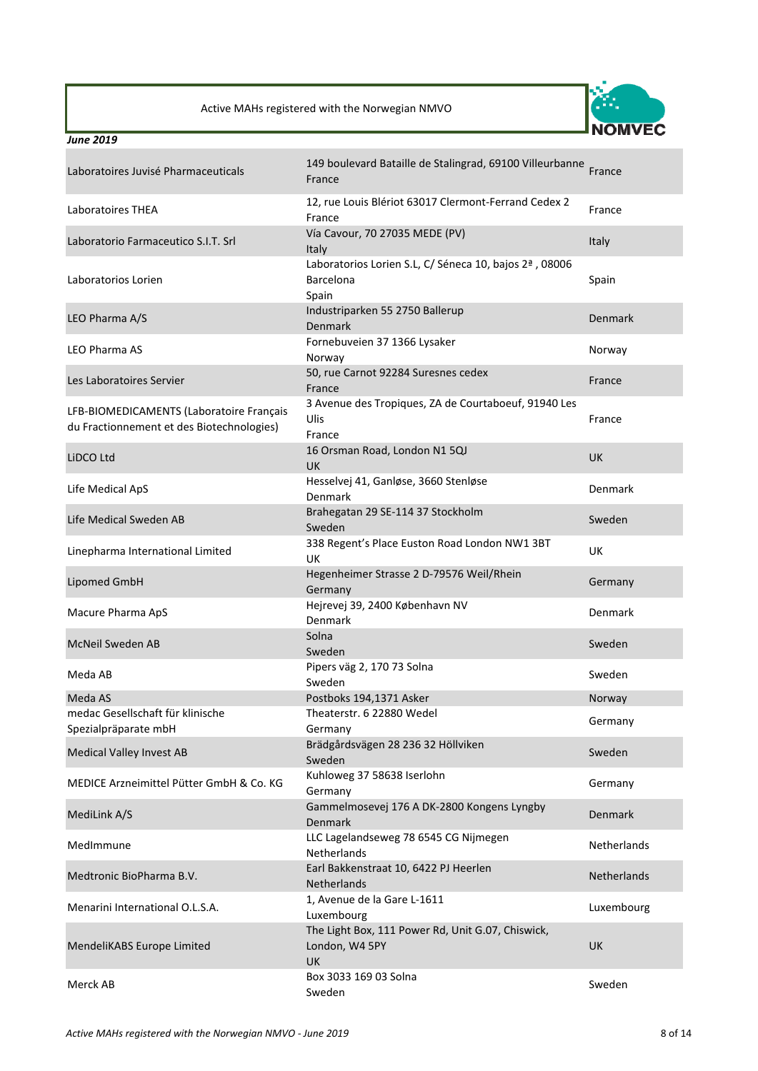Active MAHs registered with the Norwegian NMVO

*June 2019*

| | | |
|---|---|---|
| Laboratoires Juvisé Pharmaceuticals | 149 boulevard Bataille de Stalingrad, 69100 Villeurbanne France | France |
| Laboratoires THEA | 12, rue Louis Blériot 63017 Clermont-Ferrand Cedex 2 France | France |
| Laboratorio Farmaceutico S.I.T. Srl | Vía Cavour, 70 27035 MEDE (PV) Italy | Italy |
| Laboratorios Lorien | Laboratorios Lorien S.L, C/ Séneca 10, bajos 2ª , 08006 Barcelona Spain | Spain |
| LEO Pharma A/S | Industriparken 55 2750 Ballerup Denmark | Denmark |
| LEO Pharma AS | Fornebuveien 37 1366 Lysaker Norway | Norway |
| Les Laboratoires Servier | 50, rue Carnot 92284 Suresnes cedex France | France |
| LFB-BIOMEDICAMENTS (Laboratoire Français du Fractionnement et des Biotechnologies) | 3 Avenue des Tropiques, ZA de Courtaboeuf, 91940 Les Ulis France | France |
| LiDCO Ltd | 16 Orsman Road, London N1 5QJ UK | UK |
| Life Medical ApS | Hesselvej 41, Ganløse, 3660 Stenløse Denmark | Denmark |
| Life Medical Sweden AB | Brahegatan 29 SE-114 37 Stockholm Sweden | Sweden |
| Linepharma International Limited | 338 Regent's Place Euston Road London NW1 3BT UK | UK |
| Lipomed GmbH | Hegenheimer Strasse 2 D-79576 Weil/Rhein Germany | Germany |
| Macure Pharma ApS | Hejrevej 39, 2400 København NV Denmark | Denmark |
| McNeil Sweden AB | Solna Sweden | Sweden |
| Meda AB | Pipers väg 2, 170 73 Solna Sweden | Sweden |
| Meda AS | Postboks 194,1371 Asker | Norway |
| medac Gesellschaft für klinische Spezialpräparate mbH | Theaterstr. 6 22880 Wedel Germany | Germany |
| Medical Valley Invest AB | Brädgårdsvägen 28 236 32 Höllviken Sweden | Sweden |
| MEDICE Arzneimittel Pütter GmbH & Co. KG | Kuhloweg 37 58638 Iserlohn Germany | Germany |
| MediLink A/S | Gammelmosevej 176 A DK-2800 Kongens Lyngby Denmark | Denmark |
| MedImmune | LLC Lagelandseweg 78 6545 CG Nijmegen Netherlands | Netherlands |
| Medtronic BioPharma B.V. | Earl Bakkenstraat 10, 6422 PJ Heerlen Netherlands | Netherlands |
| Menarini International O.L.S.A. | 1, Avenue de la Gare L-1611 Luxembourg | Luxembourg |
| MendeliKABS Europe Limited | The Light Box, 111 Power Rd, Unit G.07, Chiswick, London, W4 5PY UK | UK |
| Merck AB | Box 3033 169 03 Solna Sweden | Sweden |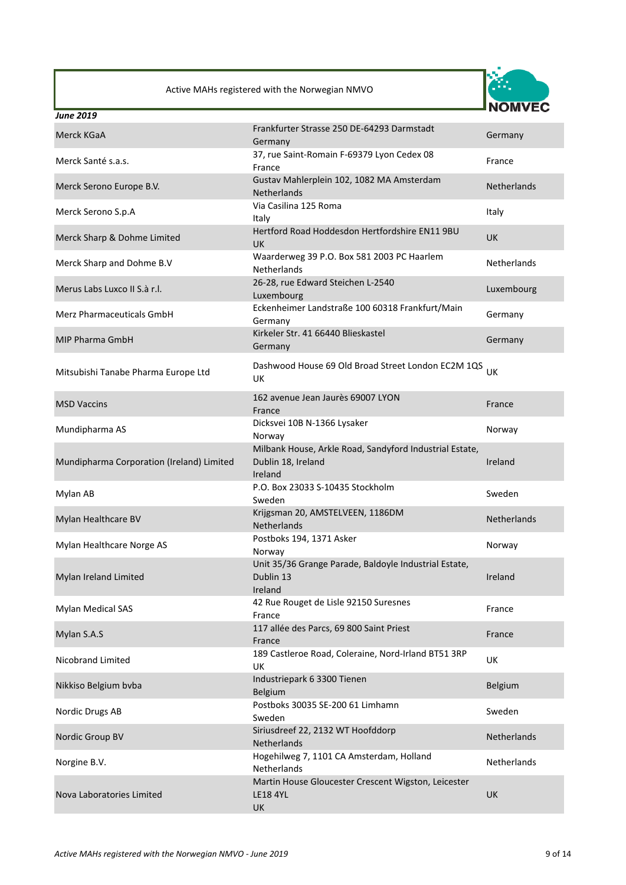Active MAHs registered with the Norwegian NMVO

*June 2019*

| | | |
|---|---|---|
| Merck KGaA | Frankfurter Strasse 250 DE-64293 Darmstadt<br>Germany | Germany |
| Merck Santé s.a.s. | 37, rue Saint-Romain F-69379 Lyon Cedex 08<br>France | France |
| Merck Serono Europe B.V. | Gustav Mahlerplein 102, 1082 MA Amsterdam<br>Netherlands | Netherlands |
| Merck Serono S.p.A | Via Casilina 125 Roma<br>Italy | Italy |
| Merck Sharp & Dohme Limited | Hertford Road Hoddesdon Hertfordshire EN11 9BU<br>UK | UK |
| Merck Sharp and Dohme B.V | Waarderweg 39 P.O. Box 581 2003 PC Haarlem<br>Netherlands | Netherlands |
| Merus Labs Luxco II S.à r.l. | 26-28, rue Edward Steichen L-2540<br>Luxembourg | Luxembourg |
| Merz Pharmaceuticals GmbH | Eckenheimer Landstraße 100 60318 Frankfurt/Main<br>Germany | Germany |
| MIP Pharma GmbH | Kirkeler Str. 41 66440 Blieskastel<br>Germany | Germany |
| Mitsubishi Tanabe Pharma Europe Ltd | Dashwood House 69 Old Broad Street London EC2M 1QS<br>UK | UK |
| MSD Vaccins | 162 avenue Jean Jaurès 69007 LYON<br>France | France |
| Mundipharma AS | Dicksvei 10B N-1366 Lysaker<br>Norway | Norway |
| Mundipharma Corporation (Ireland) Limited | Milbank House, Arkle Road, Sandyford Industrial Estate, Dublin 18, Ireland<br>Ireland | Ireland |
| Mylan AB | P.O. Box 23033 S-10435 Stockholm<br>Sweden | Sweden |
| Mylan Healthcare BV | Krijgsman 20, AMSTELVEEN, 1186DM<br>Netherlands | Netherlands |
| Mylan Healthcare Norge AS | Postboks 194, 1371 Asker<br>Norway | Norway |
| Mylan Ireland Limited | Unit 35/36 Grange Parade, Baldoyle Industrial Estate, Dublin 13<br>Ireland | Ireland |
| Mylan Medical SAS | 42 Rue Rouget de Lisle 92150 Suresnes<br>France | France |
| Mylan S.A.S | 117 allée des Parcs, 69 800 Saint Priest<br>France | France |
| Nicobrand Limited | 189 Castleroe Road, Coleraine, Nord-Irland BT51 3RP<br>UK | UK |
| Nikkiso Belgium bvba | Industriepark 6 3300 Tienen<br>Belgium | Belgium |
| Nordic Drugs AB | Postboks 30035 SE-200 61 Limhamn<br>Sweden | Sweden |
| Nordic Group BV | Siriusdreef 22, 2132 WT Hoofddorp<br>Netherlands | Netherlands |
| Norgine B.V. | Hogehilweg 7, 1101 CA Amsterdam, Holland<br>Netherlands | Netherlands |
| Nova Laboratories Limited | Martin House Gloucester Crescent Wigston, Leicester LE18 4YL<br>UK | UK |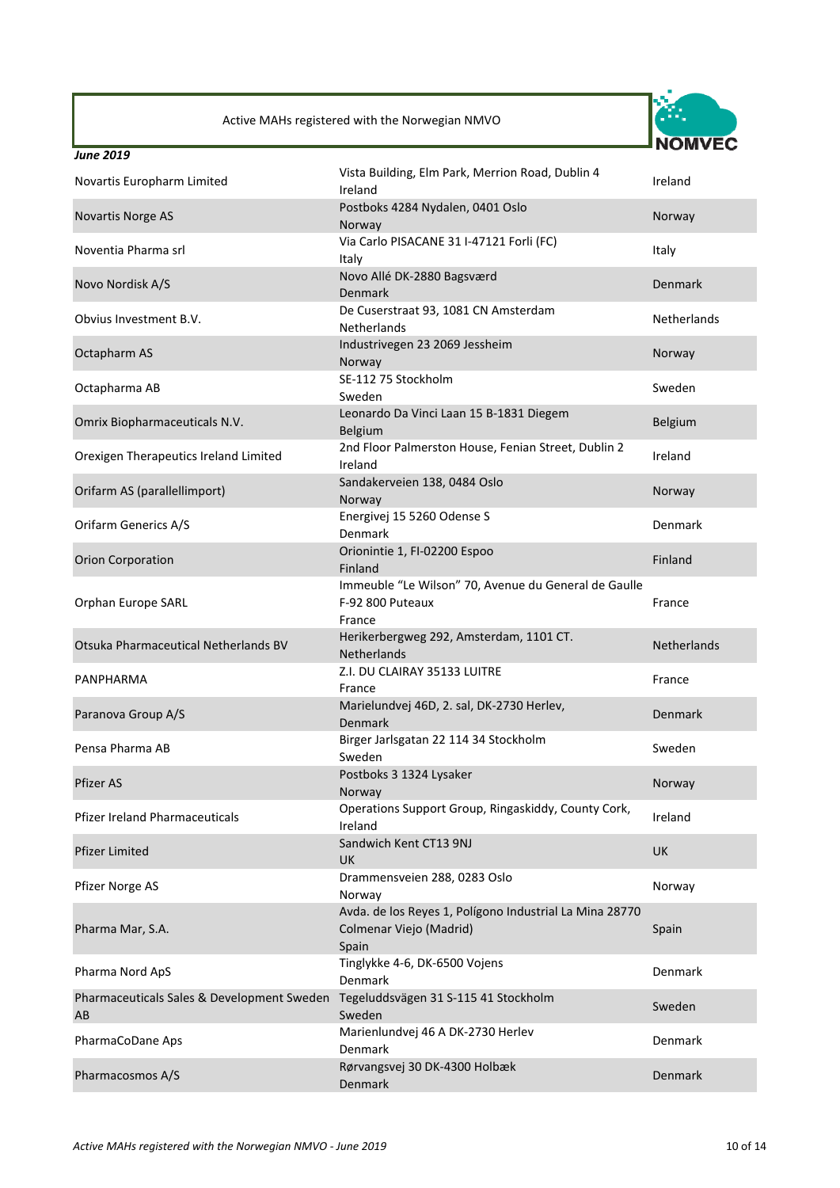Active MAHs registered with the Norwegian NMVO

*June 2019*

| | | |
|---|---|---|
| Novartis Europharm Limited | Vista Building, Elm Park, Merrion Road, Dublin 4<br>Ireland | Ireland |
| Novartis Norge AS | Postboks 4284 Nydalen, 0401 Oslo<br>Norway | Norway |
| Noventia Pharma srl | Via Carlo PISACANE 31 I-47121 Forli (FC)<br>Italy | Italy |
| Novo Nordisk A/S | Novo Allé DK-2880 Bagsværd<br>Denmark | Denmark |
| Obvius Investment B.V. | De Cuserstraat 93, 1081 CN Amsterdam<br>Netherlands | Netherlands |
| Octapharm AS | Industrivegen 23 2069 Jessheim<br>Norway | Norway |
| Octapharma AB | SE-112 75 Stockholm<br>Sweden | Sweden |
| Omrix Biopharmaceuticals N.V. | Leonardo Da Vinci Laan 15 B-1831 Diegem<br>Belgium | Belgium |
| Orexigen Therapeutics Ireland Limited | 2nd Floor Palmerston House, Fenian Street, Dublin 2<br>Ireland | Ireland |
| Orifarm AS (parallellimport) | Sandakerveien 138, 0484 Oslo<br>Norway | Norway |
| Orifarm Generics A/S | Energivej 15 5260 Odense S<br>Denmark | Denmark |
| Orion Corporation | Orionintie 1, FI-02200 Espoo<br>Finland | Finland |
| Orphan Europe SARL | Immeuble "Le Wilson" 70, Avenue du General de Gaulle<br>F-92 800 Puteaux<br>France | France |
| Otsuka Pharmaceutical Netherlands BV | Herikerbergweg 292, Amsterdam, 1101 CT.<br>Netherlands | Netherlands |
| PANPHARMA | Z.I. DU CLAIRAY 35133 LUITRE<br>France | France |
| Paranova Group A/S | Marielundvej 46D, 2. sal, DK-2730 Herlev,<br>Denmark | Denmark |
| Pensa Pharma AB | Birger Jarlsgatan 22 114 34 Stockholm<br>Sweden | Sweden |
| Pfizer AS | Postboks 3 1324 Lysaker<br>Norway | Norway |
| Pfizer Ireland Pharmaceuticals | Operations Support Group, Ringaskiddy, County Cork,<br>Ireland | Ireland |
| Pfizer Limited | Sandwich Kent CT13 9NJ<br>UK | UK |
| Pfizer Norge AS | Drammensveien 288, 0283 Oslo<br>Norway | Norway |
| Pharma Mar, S.A. | Avda. de los Reyes 1, Polígono Industrial La Mina 28770<br>Colmenar Viejo (Madrid)<br>Spain | Spain |
| Pharma Nord ApS | Tinglykke 4-6, DK-6500 Vojens<br>Denmark | Denmark |
| Pharmaceuticals Sales & Development Sweden AB | Tegeluddsvägen 31 S-115 41 Stockholm<br>Sweden | Sweden |
| PharmaCoDane Aps | Marienlundvej 46 A DK-2730 Herlev<br>Denmark | Denmark |
| Pharmacosmos A/S | Rørvangsvej 30 DK-4300 Holbæk<br>Denmark | Denmark |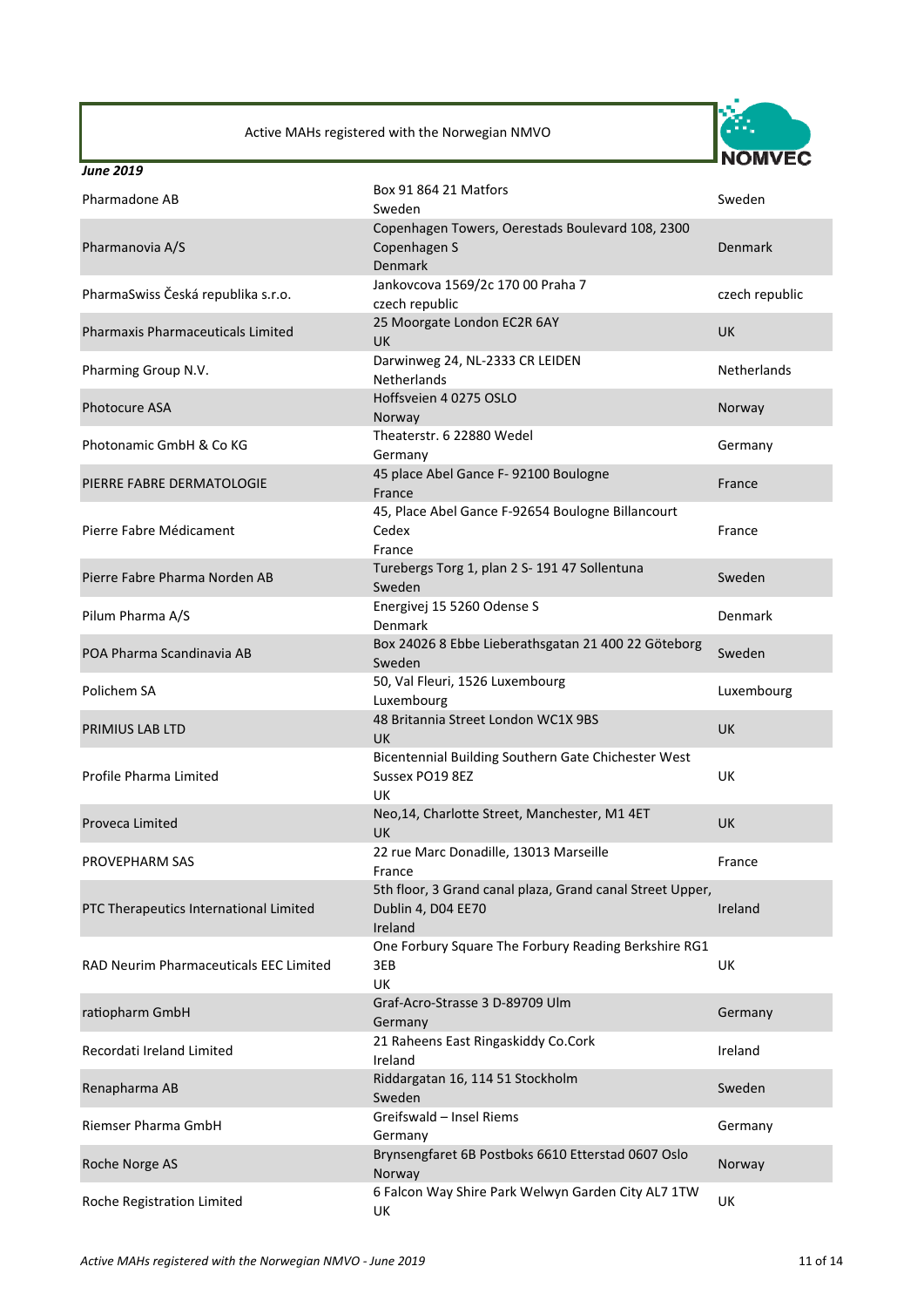Active MAHs registered with the Norwegian NMVO

*June 2019*

| | | |
|---|---|---|
| Pharmadone AB | Box 91 864 21 Matfors<br>Sweden | Sweden |
| Pharmanovia A/S | Copenhagen Towers, Oerestads Boulevard 108, 2300 Copenhagen S<br>Denmark | Denmark |
| PharmaSwiss Česká republika s.r.o. | Jankovcova 1569/2c 170 00 Praha 7<br>czech republic | czech republic |
| Pharmaxis Pharmaceuticals Limited | 25 Moorgate London EC2R 6AY<br>UK | UK |
| Pharming Group N.V. | Darwinweg 24, NL-2333 CR LEIDEN<br>Netherlands | Netherlands |
| Photocure ASA | Hoffsveien 4 0275 OSLO<br>Norway | Norway |
| Photonamic GmbH & Co KG | Theaterstr. 6 22880 Wedel<br>Germany | Germany |
| PIERRE FABRE DERMATOLOGIE | 45 place Abel Gance F- 92100 Boulogne<br>France | France |
| Pierre Fabre Médicament | 45, Place Abel Gance F-92654 Boulogne Billancourt Cedex<br>France | France |
| Pierre Fabre Pharma Norden AB | Turebergs Torg 1, plan 2 S- 191 47 Sollentuna<br>Sweden | Sweden |
| Pilum Pharma A/S | Energivej 15 5260 Odense S<br>Denmark | Denmark |
| POA Pharma Scandinavia AB | Box 24026 8 Ebbe Lieberathsgatan 21 400 22 Göteborg<br>Sweden | Sweden |
| Polichem SA | 50, Val Fleuri, 1526 Luxembourg<br>Luxembourg | Luxembourg |
| PRIMIUS LAB LTD | 48 Britannia Street London WC1X 9BS<br>UK | UK |
| Profile Pharma Limited | Bicentennial Building Southern Gate Chichester West Sussex PO19 8EZ<br>UK | UK |
| Proveca Limited | Neo,14, Charlotte Street, Manchester, M1 4ET<br>UK | UK |
| PROVEPHARM SAS | 22 rue Marc Donadille, 13013 Marseille<br>France | France |
| PTC Therapeutics International Limited | 5th floor, 3 Grand canal plaza, Grand canal Street Upper, Dublin 4, D04 EE70<br>Ireland | Ireland |
| RAD Neurim Pharmaceuticals EEC Limited | One Forbury Square The Forbury Reading Berkshire RG1 3EB<br>UK | UK |
| ratiopharm GmbH | Graf-Acro-Strasse 3 D-89709 Ulm<br>Germany | Germany |
| Recordati Ireland Limited | 21 Raheens East Ringaskiddy Co.Cork<br>Ireland | Ireland |
| Renapharma AB | Riddargatan 16, 114 51 Stockholm<br>Sweden | Sweden |
| Riemser Pharma GmbH | Greifswald – Insel Riems<br>Germany | Germany |
| Roche Norge AS | Brynsengfaret 6B Postboks 6610 Etterstad 0607 Oslo<br>Norway | Norway |
| Roche Registration Limited | 6 Falcon Way Shire Park Welwyn Garden City AL7 1TW<br>UK | UK |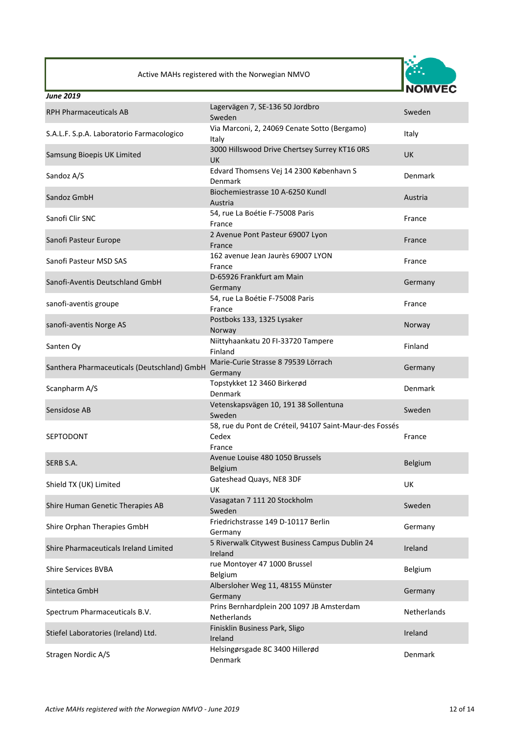Active MAHs registered with the Norwegian NMVO

*June 2019*

| | | |
|---|---|---|
| RPH Pharmaceuticals AB | Lagervägen 7, SE-136 50 Jordbro Sweden | Sweden |
| S.A.L.F. S.p.A. Laboratorio Farmacologico | Via Marconi, 2, 24069 Cenate Sotto (Bergamo) Italy | Italy |
| Samsung Bioepis UK Limited | 3000 Hillswood Drive Chertsey Surrey KT16 0RS UK | UK |
| Sandoz A/S | Edvard Thomsens Vej 14 2300 København S Denmark | Denmark |
| Sandoz GmbH | Biochemiestrasse 10 A-6250 Kundl Austria | Austria |
| Sanofi Clir SNC | 54, rue La Boétie F-75008 Paris France | France |
| Sanofi Pasteur Europe | 2 Avenue Pont Pasteur 69007 Lyon France | France |
| Sanofi Pasteur MSD SAS | 162 avenue Jean Jaurès 69007 LYON France | France |
| Sanofi-Aventis Deutschland GmbH | D-65926 Frankfurt am Main Germany | Germany |
| sanofi-aventis groupe | 54, rue La Boétie F-75008 Paris France | France |
| sanofi-aventis Norge AS | Postboks 133, 1325 Lysaker Norway | Norway |
| Santen Oy | Niittyhaankatu 20 FI-33720 Tampere Finland | Finland |
| Santhera Pharmaceuticals (Deutschland) GmbH | Marie-Curie Strasse 8 79539 Lörrach Germany | Germany |
| Scanpharm A/S | Topstykket 12 3460 Birkerød Denmark | Denmark |
| Sensidose AB | Vetenskapsvägen 10, 191 38 Sollentuna Sweden | Sweden |
| SEPTODONT | 58, rue du Pont de Créteil, 94107 Saint-Maur-des Fossés Cedex France | France |
| SERB S.A. | Avenue Louise 480 1050 Brussels Belgium | Belgium |
| Shield TX (UK) Limited | Gateshead Quays, NE8 3DF UK | UK |
| Shire Human Genetic Therapies AB | Vasagatan 7 111 20 Stockholm Sweden | Sweden |
| Shire Orphan Therapies GmbH | Friedrichstrasse 149 D-10117 Berlin Germany | Germany |
| Shire Pharmaceuticals Ireland Limited | 5 Riverwalk Citywest Business Campus Dublin 24 Ireland | Ireland |
| Shire Services BVBA | rue Montoyer 47 1000 Brussel Belgium | Belgium |
| Sintetica GmbH | Albersloher Weg 11, 48155 Münster Germany | Germany |
| Spectrum Pharmaceuticals B.V. | Prins Bernhardplein 200 1097 JB Amsterdam Netherlands | Netherlands |
| Stiefel Laboratories (Ireland) Ltd. | Finisklin Business Park, Sligo Ireland | Ireland |
| Stragen Nordic A/S | Helsingørsgade 8C 3400 Hillerød Denmark | Denmark |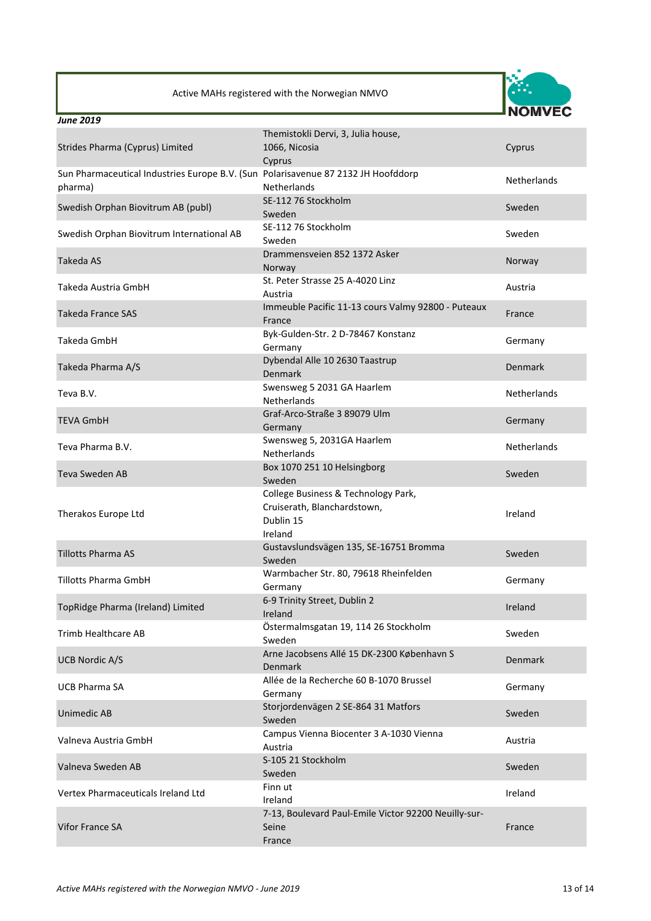Active MAHs registered with the Norwegian NMVO

***June 2019***

| | | |
|---|---|---|
| Strides Pharma (Cyprus) Limited | Themistokli Dervi, 3, Julia house, 1066, Nicosia Cyprus | Cyprus |
| Sun Pharmaceutical Industries Europe B.V. (Sun pharma) | Polarisavenue 87 2132 JH Hoofddorp Netherlands | Netherlands |
| Swedish Orphan Biovitrum AB (publ) | SE-112 76 Stockholm Sweden | Sweden |
| Swedish Orphan Biovitrum International AB | SE-112 76 Stockholm Sweden | Sweden |
| Takeda AS | Drammensveien 852 1372 Asker Norway | Norway |
| Takeda Austria GmbH | St. Peter Strasse 25 A-4020 Linz Austria | Austria |
| Takeda France SAS | Immeuble Pacific 11-13 cours Valmy 92800 - Puteaux France | France |
| Takeda GmbH | Byk-Gulden-Str. 2 D-78467 Konstanz Germany | Germany |
| Takeda Pharma A/S | Dybendal Alle 10 2630 Taastrup Denmark | Denmark |
| Teva B.V. | Swensweg 5 2031 GA Haarlem Netherlands | Netherlands |
| TEVA GmbH | Graf-Arco-Straße 3 89079 Ulm Germany | Germany |
| Teva Pharma B.V. | Swensweg 5, 2031GA Haarlem Netherlands | Netherlands |
| Teva Sweden AB | Box 1070 251 10 Helsingborg Sweden | Sweden |
| Therakos Europe Ltd | College Business & Technology Park, Cruiserath, Blanchardstown, Dublin 15 Ireland | Ireland |
| Tillotts Pharma AS | Gustavslundsvägen 135, SE-16751 Bromma Sweden | Sweden |
| Tillotts Pharma GmbH | Warmbacher Str. 80, 79618 Rheinfelden Germany | Germany |
| TopRidge Pharma (Ireland) Limited | 6-9 Trinity Street, Dublin 2 Ireland | Ireland |
| Trimb Healthcare AB | Östermalmsgatan 19, 114 26 Stockholm Sweden | Sweden |
| UCB Nordic A/S | Arne Jacobsens Allé 15 DK-2300 København S Denmark | Denmark |
| UCB Pharma SA | Allée de la Recherche 60 B-1070 Brussel Germany | Germany |
| Unimedic AB | Storjordenvägen 2 SE-864 31 Matfors Sweden | Sweden |
| Valneva Austria GmbH | Campus Vienna Biocenter 3 A-1030 Vienna Austria | Austria |
| Valneva Sweden AB | S-105 21 Stockholm Sweden | Sweden |
| Vertex Pharmaceuticals Ireland Ltd | Finn ut Ireland | Ireland |
| Vifor France SA | 7-13, Boulevard Paul-Emile Victor 92200 Neuilly-sur-Seine France | France |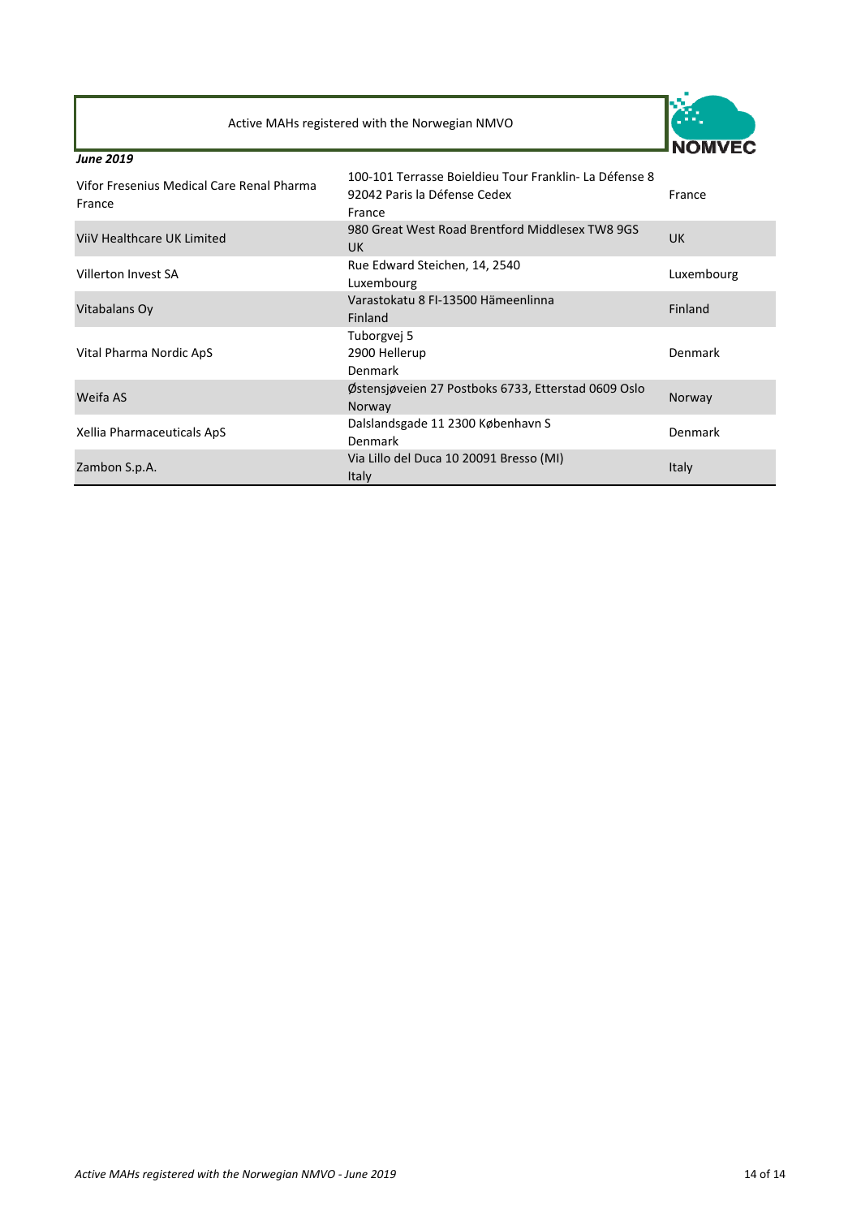Active MAHs registered with the Norwegian NMVO

NOMVEC

*June 2019*

| | | |
|---|---|---|
| Vifor Fresenius Medical Care Renal Pharma France | 100-101 Terrasse Boieldieu Tour Franklin- La Défense 8 92042 Paris la Défense Cedex France | France |
| ViiV Healthcare UK Limited | 980 Great West Road Brentford Middlesex TW8 9GS UK | UK |
| Villerton Invest SA | Rue Edward Steichen, 14, 2540 Luxembourg | Luxembourg |
| Vitabalans Oy | Varastokatu 8 FI-13500 Hämeenlinna Finland | Finland |
| Vital Pharma Nordic ApS | Tuborgvej 5 2900 Hellerup Denmark | Denmark |
| Weifa AS | Østensjøveien 27 Postboks 6733, Etterstad 0609 Oslo Norway | Norway |
| Xellia Pharmaceuticals ApS | Dalslandsgade 11 2300 København S Denmark | Denmark |
| Zambon S.p.A. | Via Lillo del Duca 10 20091 Bresso (MI) Italy | Italy |